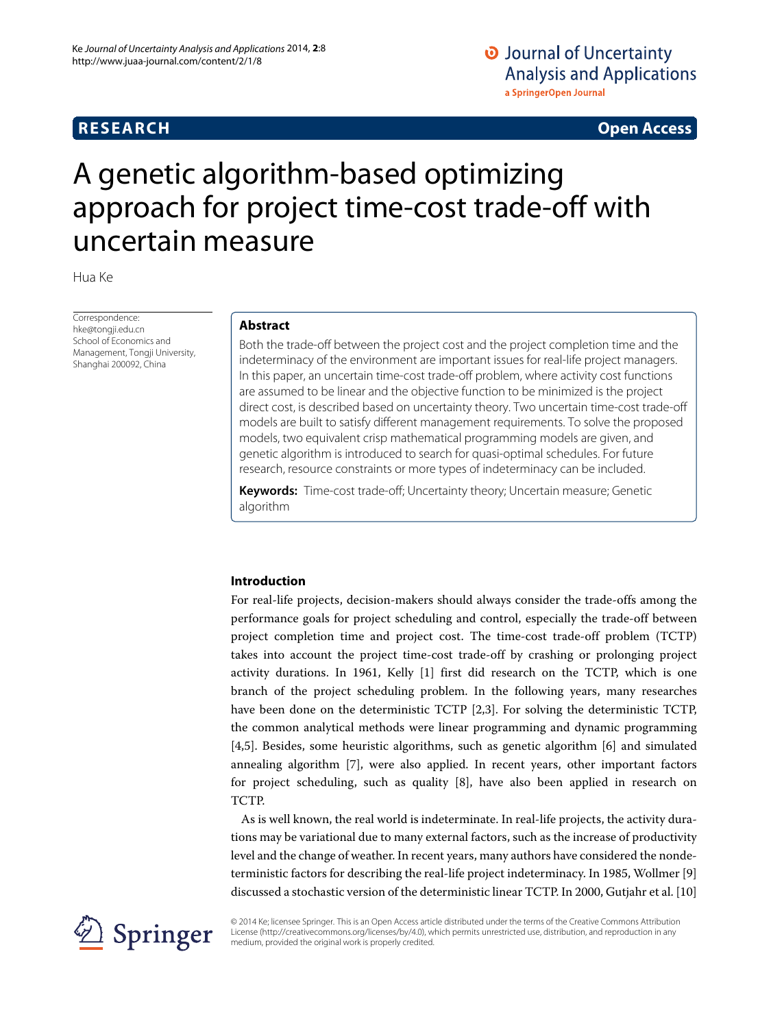RESEARCH

Open Access

# A genetic algorithm-based optimizing approach for project time-cost trade-off with uncertain measure

Hua Ke

Correspondence:
hke@tongji.edu.cn
School of Economics and Management, Tongji University, Shanghai 200092, China

## Abstract

Both the trade-off between the project cost and the project completion time and the indeterminacy of the environment are important issues for real-life project managers. In this paper, an uncertain time-cost trade-off problem, where activity cost functions are assumed to be linear and the objective function to be minimized is the project direct cost, is described based on uncertainty theory. Two uncertain time-cost trade-off models are built to satisfy different management requirements. To solve the proposed models, two equivalent crisp mathematical programming models are given, and genetic algorithm is introduced to search for quasi-optimal schedules. For future research, resource constraints or more types of indeterminacy can be included.

**Keywords:** Time-cost trade-off; Uncertainty theory; Uncertain measure; Genetic algorithm

## Introduction

For real-life projects, decision-makers should always consider the trade-offs among the performance goals for project scheduling and control, especially the trade-off between project completion time and project cost. The time-cost trade-off problem (TCTP) takes into account the project time-cost trade-off by crashing or prolonging project activity durations. In 1961, Kelly [1] first did research on the TCTP, which is one branch of the project scheduling problem. In the following years, many researches have been done on the deterministic TCTP [2,3]. For solving the deterministic TCTP, the common analytical methods were linear programming and dynamic programming [4,5]. Besides, some heuristic algorithms, such as genetic algorithm [6] and simulated annealing algorithm [7], were also applied. In recent years, other important factors for project scheduling, such as quality [8], have also been applied in research on TCTP.

As is well known, the real world is indeterminate. In real-life projects, the activity durations may be variational due to many external factors, such as the increase of productivity level and the change of weather. In recent years, many authors have considered the nondeterministic factors for describing the real-life project indeterminacy. In 1985, Wollmer [9] discussed a stochastic version of the deterministic linear TCTP. In 2000, Gutjahr et al. [10]

© 2014 Ke; licensee Springer. This is an Open Access article distributed under the terms of the Creative Commons Attribution License (http://creativecommons.org/licenses/by/4.0), which permits unrestricted use, distribution, and reproduction in any medium, provided the original work is properly credited.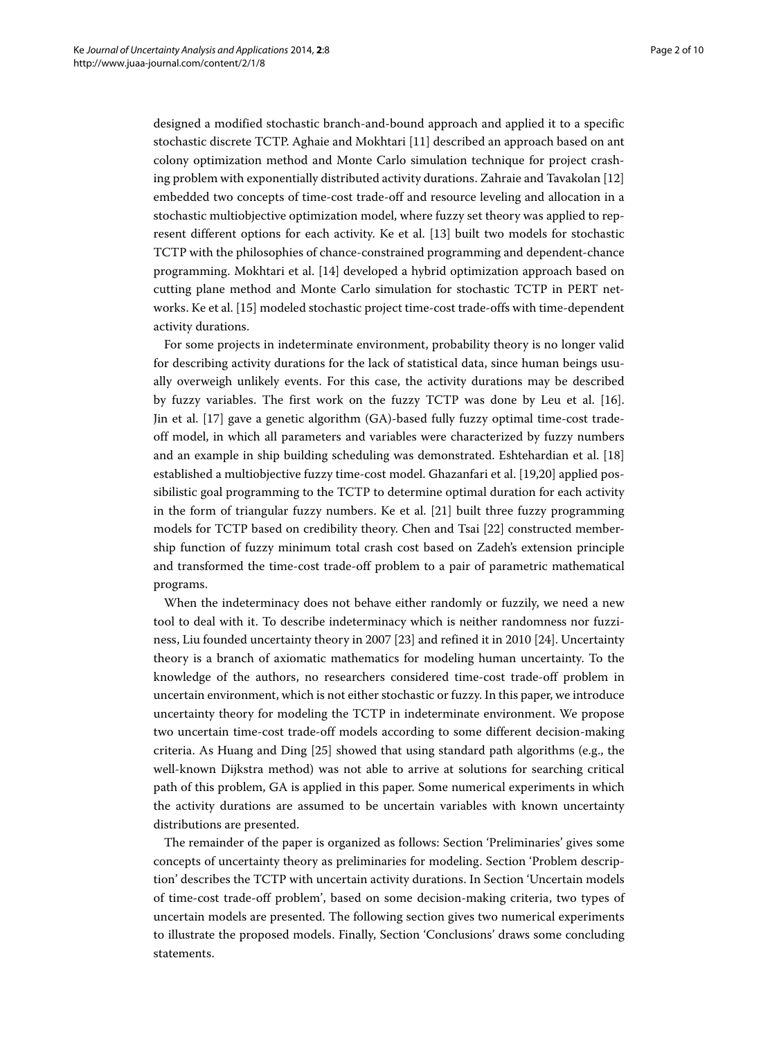designed a modified stochastic branch-and-bound approach and applied it to a specific stochastic discrete TCTP. Aghaie and Mokhtari [11] described an approach based on ant colony optimization method and Monte Carlo simulation technique for project crashing problem with exponentially distributed activity durations. Zahraie and Tavakolan [12] embedded two concepts of time-cost trade-off and resource leveling and allocation in a stochastic multiobjective optimization model, where fuzzy set theory was applied to represent different options for each activity. Ke et al. [13] built two models for stochastic TCTP with the philosophies of chance-constrained programming and dependent-chance programming. Mokhtari et al. [14] developed a hybrid optimization approach based on cutting plane method and Monte Carlo simulation for stochastic TCTP in PERT networks. Ke et al. [15] modeled stochastic project time-cost trade-offs with time-dependent activity durations.

For some projects in indeterminate environment, probability theory is no longer valid for describing activity durations for the lack of statistical data, since human beings usually overweigh unlikely events. For this case, the activity durations may be described by fuzzy variables. The first work on the fuzzy TCTP was done by Leu et al. [16]. Jin et al. [17] gave a genetic algorithm (GA)-based fully fuzzy optimal time-cost trade-off model, in which all parameters and variables were characterized by fuzzy numbers and an example in ship building scheduling was demonstrated. Eshtehardian et al. [18] established a multiobjective fuzzy time-cost model. Ghazanfari et al. [19,20] applied possibilistic goal programming to the TCTP to determine optimal duration for each activity in the form of triangular fuzzy numbers. Ke et al. [21] built three fuzzy programming models for TCTP based on credibility theory. Chen and Tsai [22] constructed membership function of fuzzy minimum total crash cost based on Zadeh's extension principle and transformed the time-cost trade-off problem to a pair of parametric mathematical programs.

When the indeterminacy does not behave either randomly or fuzzily, we need a new tool to deal with it. To describe indeterminacy which is neither randomness nor fuzziness, Liu founded uncertainty theory in 2007 [23] and refined it in 2010 [24]. Uncertainty theory is a branch of axiomatic mathematics for modeling human uncertainty. To the knowledge of the authors, no researchers considered time-cost trade-off problem in uncertain environment, which is not either stochastic or fuzzy. In this paper, we introduce uncertainty theory for modeling the TCTP in indeterminate environment. We propose two uncertain time-cost trade-off models according to some different decision-making criteria. As Huang and Ding [25] showed that using standard path algorithms (e.g., the well-known Dijkstra method) was not able to arrive at solutions for searching critical path of this problem, GA is applied in this paper. Some numerical experiments in which the activity durations are assumed to be uncertain variables with known uncertainty distributions are presented.

The remainder of the paper is organized as follows: Section 'Preliminaries' gives some concepts of uncertainty theory as preliminaries for modeling. Section 'Problem description' describes the TCTP with uncertain activity durations. In Section 'Uncertain models of time-cost trade-off problem', based on some decision-making criteria, two types of uncertain models are presented. The following section gives two numerical experiments to illustrate the proposed models. Finally, Section 'Conclusions' draws some concluding statements.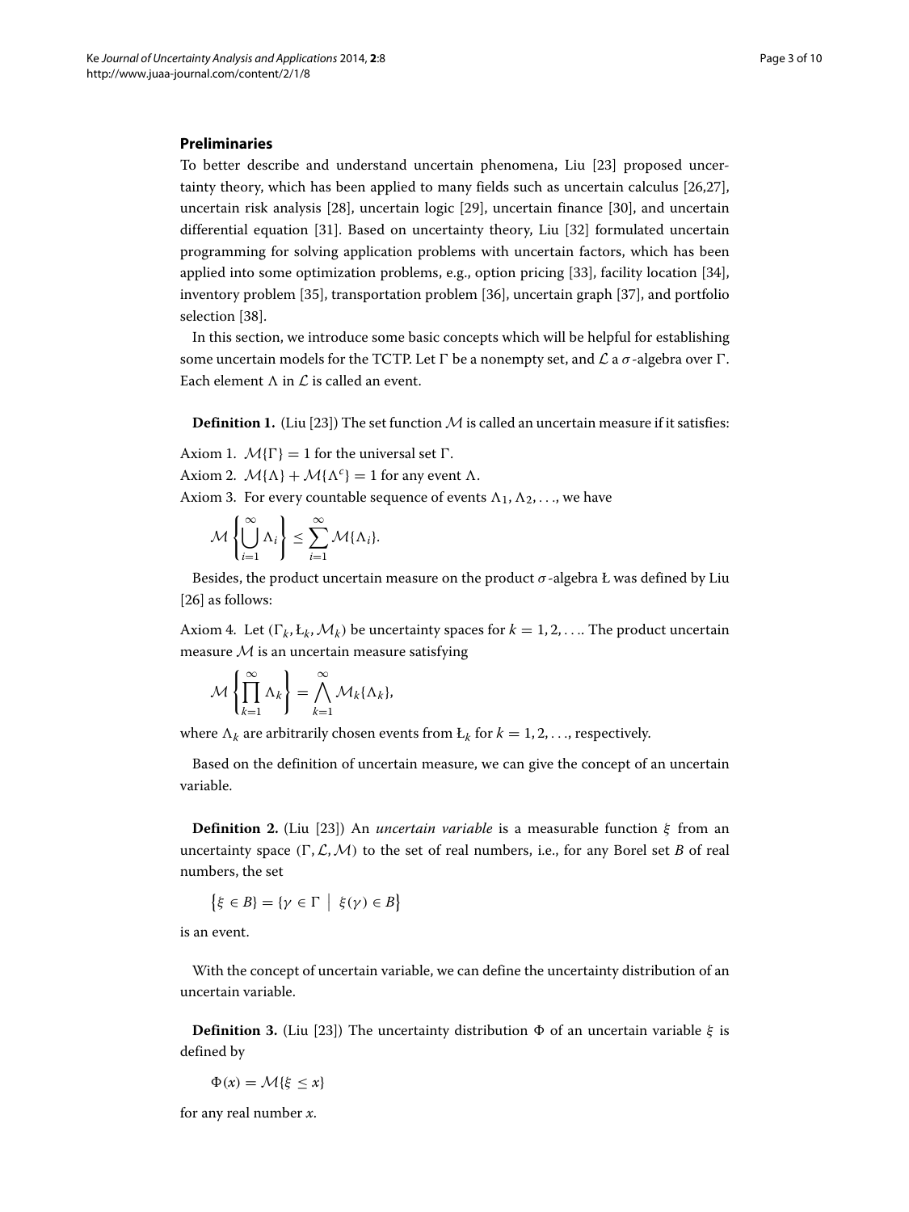## Preliminaries

To better describe and understand uncertain phenomena, Liu [23] proposed uncertainty theory, which has been applied to many fields such as uncertain calculus [26,27], uncertain risk analysis [28], uncertain logic [29], uncertain finance [30], and uncertain differential equation [31]. Based on uncertainty theory, Liu [32] formulated uncertain programming for solving application problems with uncertain factors, which has been applied into some optimization problems, e.g., option pricing [33], facility location [34], inventory problem [35], transportation problem [36], uncertain graph [37], and portfolio selection [38].

In this section, we introduce some basic concepts which will be helpful for establishing some uncertain models for the TCTP. Let $\Gamma$ be a nonempty set, and $\mathcal{L}$ a $\sigma$-algebra over $\Gamma$. Each element $\Lambda$ in $\mathcal{L}$ is called an event.

**Definition 1.** (Liu [23]) The set function $\mathcal{M}$ is called an uncertain measure if it satisfies:

Axiom 1. $\mathcal{M}\{\Gamma\} = 1$ for the universal set $\Gamma$.

Axiom 2. $\mathcal{M}\{\Lambda\} + \mathcal{M}\{\Lambda^c\} = 1$ for any event $\Lambda$.

Axiom 3. For every countable sequence of events $\Lambda_1, \Lambda_2, \ldots$, we have

$$\mathcal{M}\left\{\bigcup_{i=1}^{\infty} \Lambda_i\right\} \leq \sum_{i=1}^{\infty} \mathcal{M}\{\Lambda_i\}.$$

Besides, the product uncertain measure on the product $\sigma$-algebra Ł was defined by Liu [26] as follows:

Axiom 4. Let $(\Gamma_k, Ł_k, \mathcal{M}_k)$ be uncertainty spaces for $k = 1, 2, \ldots$. The product uncertain measure $\mathcal{M}$ is an uncertain measure satisfying

$$\mathcal{M}\left\{\prod_{k=1}^{\infty} \Lambda_k\right\} = \bigwedge_{k=1}^{\infty} \mathcal{M}_k\{\Lambda_k\},$$

where $\Lambda_k$ are arbitrarily chosen events from $Ł_k$ for $k = 1, 2, \ldots$, respectively.

Based on the definition of uncertain measure, we can give the concept of an uncertain variable.

**Definition 2.** (Liu [23]) An *uncertain variable* is a measurable function $\xi$ from an uncertainty space $(\Gamma, \mathcal{L}, \mathcal{M})$ to the set of real numbers, i.e., for any Borel set $B$ of real numbers, the set

$$\{\xi \in B\} = \{\gamma \in \Gamma \mid \xi(\gamma) \in B\}$$

is an event.

With the concept of uncertain variable, we can define the uncertainty distribution of an uncertain variable.

**Definition 3.** (Liu [23]) The uncertainty distribution $\Phi$ of an uncertain variable $\xi$ is defined by

$$\Phi(x) = \mathcal{M}\{\xi \leq x\}$$

for any real number $x$.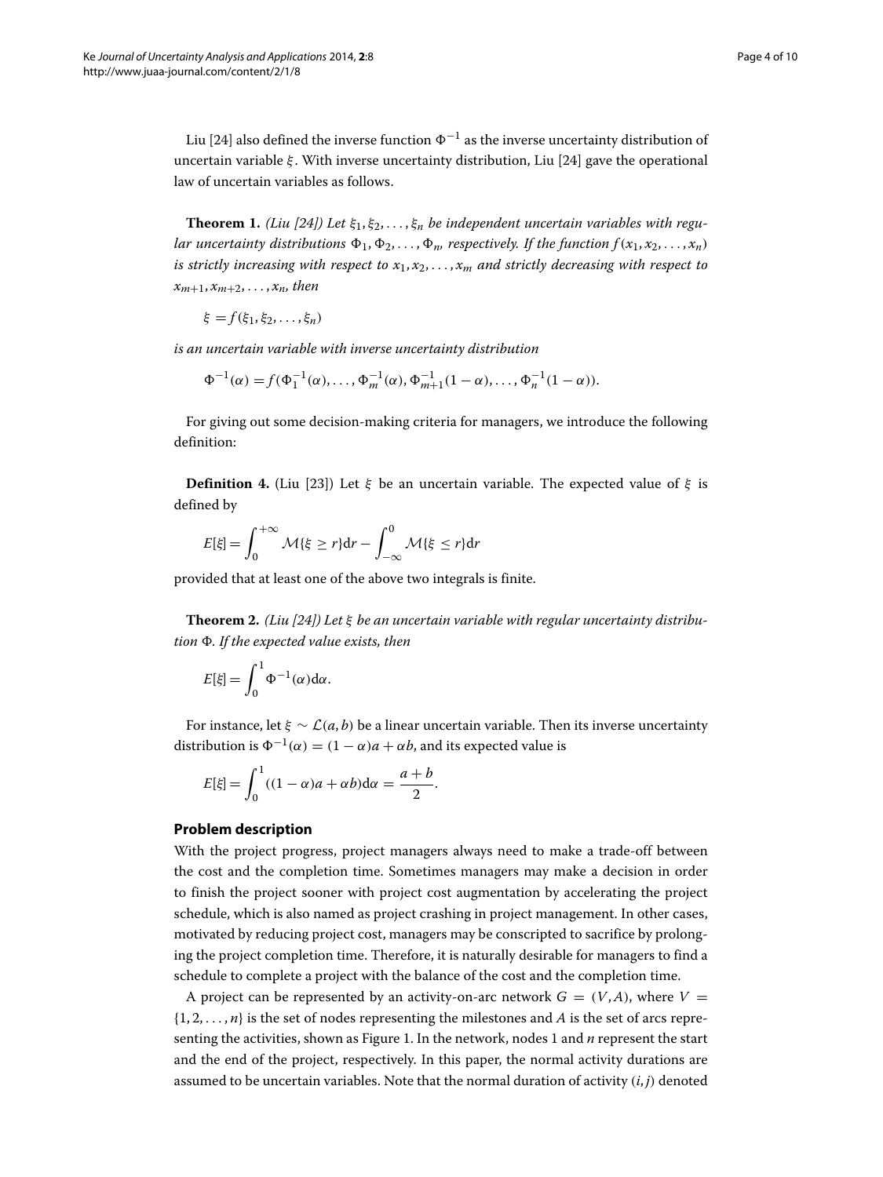Liu [24] also defined the inverse function $\Phi^{-1}$ as the inverse uncertainty distribution of uncertain variable $\xi$. With inverse uncertainty distribution, Liu [24] gave the operational law of uncertain variables as follows.

**Theorem 1.** *(Liu [24]) Let $\xi_1, \xi_2, \ldots, \xi_n$ be independent uncertain variables with regular uncertainty distributions $\Phi_1, \Phi_2, \ldots, \Phi_n$, respectively. If the function $f(x_1, x_2, \ldots, x_n)$ is strictly increasing with respect to $x_1, x_2, \ldots, x_m$ and strictly decreasing with respect to $x_{m+1}, x_{m+2}, \ldots, x_n$, then*

$$\xi = f(\xi_1, \xi_2, \ldots, \xi_n)$$

*is an uncertain variable with inverse uncertainty distribution*

$$\Phi^{-1}(\alpha) = f(\Phi_1^{-1}(\alpha), \ldots, \Phi_m^{-1}(\alpha), \Phi_{m+1}^{-1}(1-\alpha), \ldots, \Phi_n^{-1}(1-\alpha)).$$

For giving out some decision-making criteria for managers, we introduce the following definition:

**Definition 4.** (Liu [23]) Let $\xi$ be an uncertain variable. The expected value of $\xi$ is defined by

$$E[\xi] = \int_0^{+\infty} \mathcal{M}\{\xi \geq r\}\mathrm{d}r - \int_{-\infty}^{0} \mathcal{M}\{\xi \leq r\}\mathrm{d}r$$

provided that at least one of the above two integrals is finite.

**Theorem 2.** *(Liu [24]) Let $\xi$ be an uncertain variable with regular uncertainty distribution $\Phi$. If the expected value exists, then*

$$E[\xi] = \int_0^1 \Phi^{-1}(\alpha)\mathrm{d}\alpha.$$

For instance, let $\xi \sim \mathcal{L}(a, b)$ be a linear uncertain variable. Then its inverse uncertainty distribution is $\Phi^{-1}(\alpha) = (1-\alpha)a + \alpha b$, and its expected value is

$$E[\xi] = \int_0^1 ((1-\alpha)a + \alpha b)\mathrm{d}\alpha = \frac{a+b}{2}.$$

## Problem description

With the project progress, project managers always need to make a trade-off between the cost and the completion time. Sometimes managers may make a decision in order to finish the project sooner with project cost augmentation by accelerating the project schedule, which is also named as project crashing in project management. In other cases, motivated by reducing project cost, managers may be conscripted to sacrifice by prolonging the project completion time. Therefore, it is naturally desirable for managers to find a schedule to complete a project with the balance of the cost and the completion time.

A project can be represented by an activity-on-arc network $G = (V, A)$, where $V = \{1, 2, \ldots, n\}$ is the set of nodes representing the milestones and $A$ is the set of arcs representing the activities, shown as Figure 1. In the network, nodes 1 and $n$ represent the start and the end of the project, respectively. In this paper, the normal activity durations are assumed to be uncertain variables. Note that the normal duration of activity $(i, j)$ denoted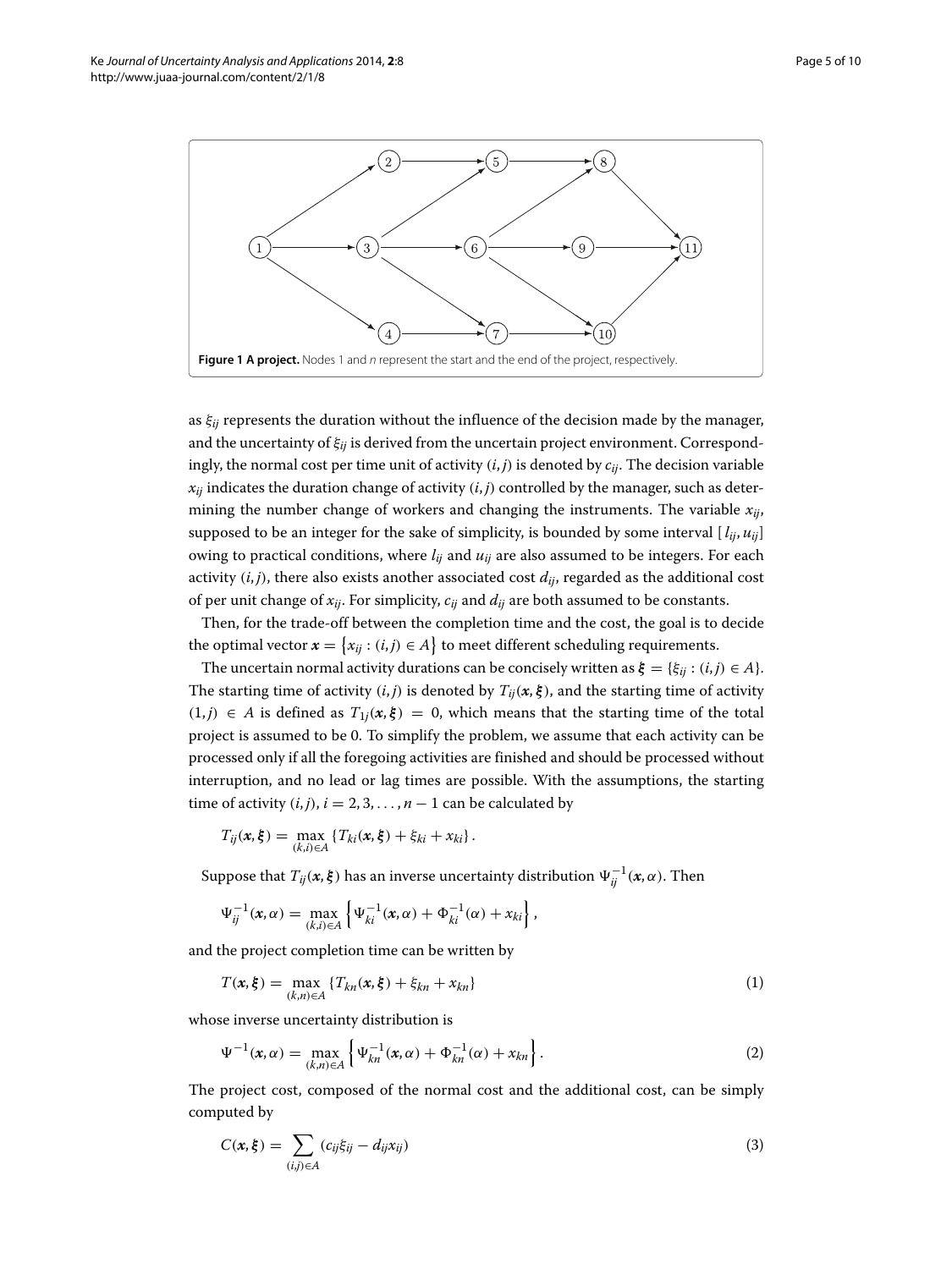**Figure 1 A project.** Nodes 1 and $n$ represent the start and the end of the project, respectively.

as $\xi_{ij}$ represents the duration without the influence of the decision made by the manager, and the uncertainty of $\xi_{ij}$ is derived from the uncertain project environment. Correspondingly, the normal cost per time unit of activity $(i,j)$ is denoted by $c_{ij}$. The decision variable $x_{ij}$ indicates the duration change of activity $(i,j)$ controlled by the manager, such as determining the number change of workers and changing the instruments. The variable $x_{ij}$, supposed to be an integer for the sake of simplicity, is bounded by some interval $[l_{ij}, u_{ij}]$ owing to practical conditions, where $l_{ij}$ and $u_{ij}$ are also assumed to be integers. For each activity $(i,j)$, there also exists another associated cost $d_{ij}$, regarded as the additional cost of per unit change of $x_{ij}$. For simplicity, $c_{ij}$ and $d_{ij}$ are both assumed to be constants.

Then, for the trade-off between the completion time and the cost, the goal is to decide the optimal vector $\boldsymbol{x} = \{x_{ij} : (i,j) \in A\}$ to meet different scheduling requirements.

The uncertain normal activity durations can be concisely written as $\boldsymbol{\xi} = \{\xi_{ij} : (i,j) \in A\}$. The starting time of activity $(i,j)$ is denoted by $T_{ij}(\boldsymbol{x}, \boldsymbol{\xi})$, and the starting time of activity $(1,j) \in A$ is defined as $T_{1j}(\boldsymbol{x}, \boldsymbol{\xi}) = 0$, which means that the starting time of the total project is assumed to be 0. To simplify the problem, we assume that each activity can be processed only if all the foregoing activities are finished and should be processed without interruption, and no lead or lag times are possible. With the assumptions, the starting time of activity $(i,j)$, $i = 2, 3, \ldots, n-1$ can be calculated by

$$T_{ij}(\boldsymbol{x}, \boldsymbol{\xi}) = \max_{(k,i) \in A} \{T_{ki}(\boldsymbol{x}, \boldsymbol{\xi}) + \xi_{ki} + x_{ki}\}.$$

Suppose that $T_{ij}(\boldsymbol{x}, \boldsymbol{\xi})$ has an inverse uncertainty distribution $\Psi_{ij}^{-1}(\boldsymbol{x}, \alpha)$. Then

$$\Psi_{ij}^{-1}(\boldsymbol{x}, \alpha) = \max_{(k,i) \in A} \left\{ \Psi_{ki}^{-1}(\boldsymbol{x}, \alpha) + \Phi_{ki}^{-1}(\alpha) + x_{ki} \right\},$$

and the project completion time can be written by

$$T(\boldsymbol{x}, \boldsymbol{\xi}) = \max_{(k,n) \in A} \{T_{kn}(\boldsymbol{x}, \boldsymbol{\xi}) + \xi_{kn} + x_{kn}\} \tag{1}$$

whose inverse uncertainty distribution is

$$\Psi^{-1}(\boldsymbol{x}, \alpha) = \max_{(k,n) \in A} \left\{ \Psi_{kn}^{-1}(\boldsymbol{x}, \alpha) + \Phi_{kn}^{-1}(\alpha) + x_{kn} \right\}. \tag{2}$$

The project cost, composed of the normal cost and the additional cost, can be simply computed by

$$C(\boldsymbol{x}, \boldsymbol{\xi}) = \sum_{(i,j) \in A} (c_{ij}\xi_{ij} - d_{ij}x_{ij}) \tag{3}$$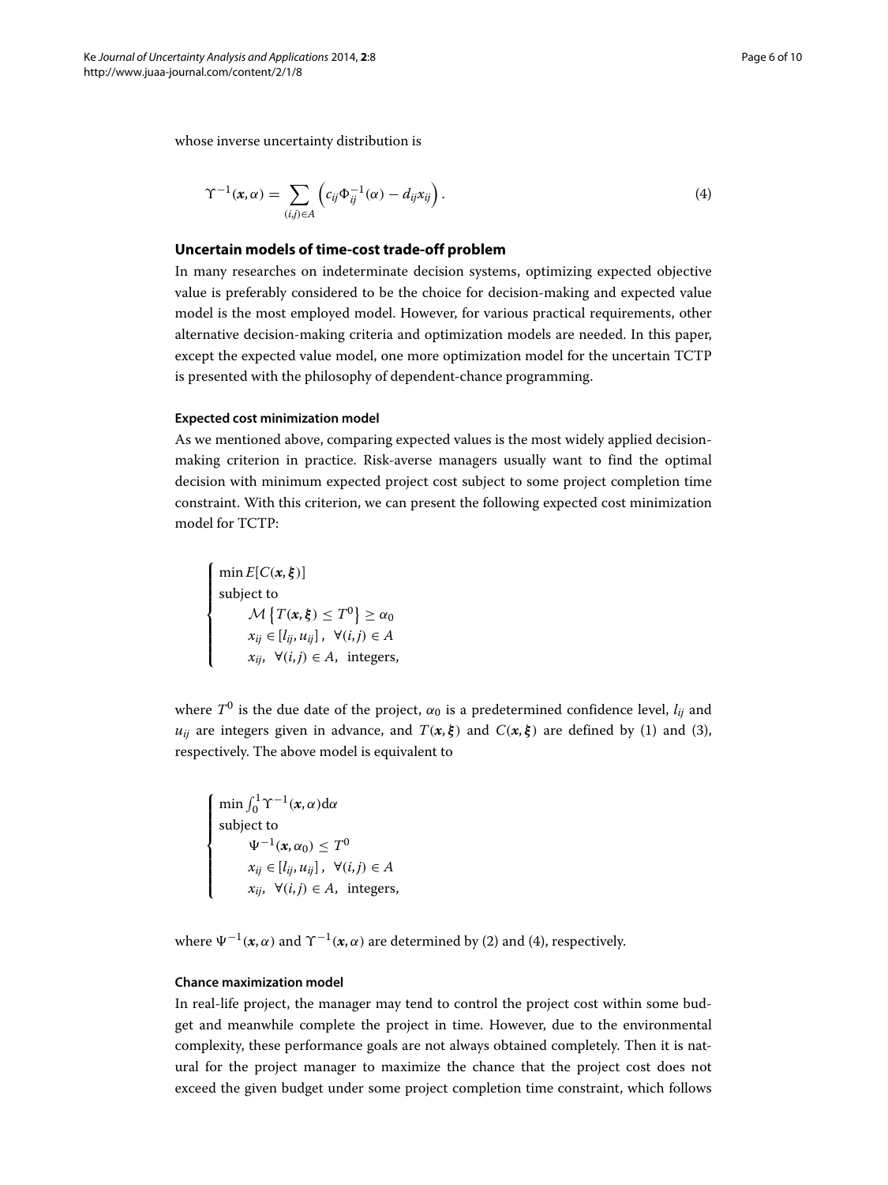whose inverse uncertainty distribution is

$$\Upsilon^{-1}(\boldsymbol{x}, \alpha) = \sum_{(i,j) \in A} \left( c_{ij} \Phi_{ij}^{-1}(\alpha) - d_{ij} x_{ij} \right). \tag{4}$$

## Uncertain models of time-cost trade-off problem

In many researches on indeterminate decision systems, optimizing expected objective value is preferably considered to be the choice for decision-making and expected value model is the most employed model. However, for various practical requirements, other alternative decision-making criteria and optimization models are needed. In this paper, except the expected value model, one more optimization model for the uncertain TCTP is presented with the philosophy of dependent-chance programming.

### Expected cost minimization model

As we mentioned above, comparing expected values is the most widely applied decision-making criterion in practice. Risk-averse managers usually want to find the optimal decision with minimum expected project cost subject to some project completion time constraint. With this criterion, we can present the following expected cost minimization model for TCTP:

$$\begin{cases} \min E[C(\boldsymbol{x}, \boldsymbol{\xi})] \\ \text{subject to} \\ \qquad \mathcal{M}\left\{T(\boldsymbol{x}, \boldsymbol{\xi}) \leq T^0\right\} \geq \alpha_0 \\ \qquad x_{ij} \in [l_{ij}, u_{ij}], \ \ \forall (i,j) \in A \\ \qquad x_{ij}, \ \ \forall (i,j) \in A, \ \ \text{integers}, \end{cases}$$

where $T^0$ is the due date of the project, $\alpha_0$ is a predetermined confidence level, $l_{ij}$ and $u_{ij}$ are integers given in advance, and $T(\boldsymbol{x}, \boldsymbol{\xi})$ and $C(\boldsymbol{x}, \boldsymbol{\xi})$ are defined by (1) and (3), respectively. The above model is equivalent to

$$\begin{cases} \min \int_0^1 \Upsilon^{-1}(\boldsymbol{x}, \alpha) \mathrm{d}\alpha \\ \text{subject to} \\ \qquad \Psi^{-1}(\boldsymbol{x}, \alpha_0) \leq T^0 \\ \qquad x_{ij} \in [l_{ij}, u_{ij}], \ \ \forall (i,j) \in A \\ \qquad x_{ij}, \ \ \forall (i,j) \in A, \ \ \text{integers}, \end{cases}$$

where $\Psi^{-1}(\boldsymbol{x}, \alpha)$ and $\Upsilon^{-1}(\boldsymbol{x}, \alpha)$ are determined by (2) and (4), respectively.

### Chance maximization model

In real-life project, the manager may tend to control the project cost within some budget and meanwhile complete the project in time. However, due to the environmental complexity, these performance goals are not always obtained completely. Then it is natural for the project manager to maximize the chance that the project cost does not exceed the given budget under some project completion time constraint, which follows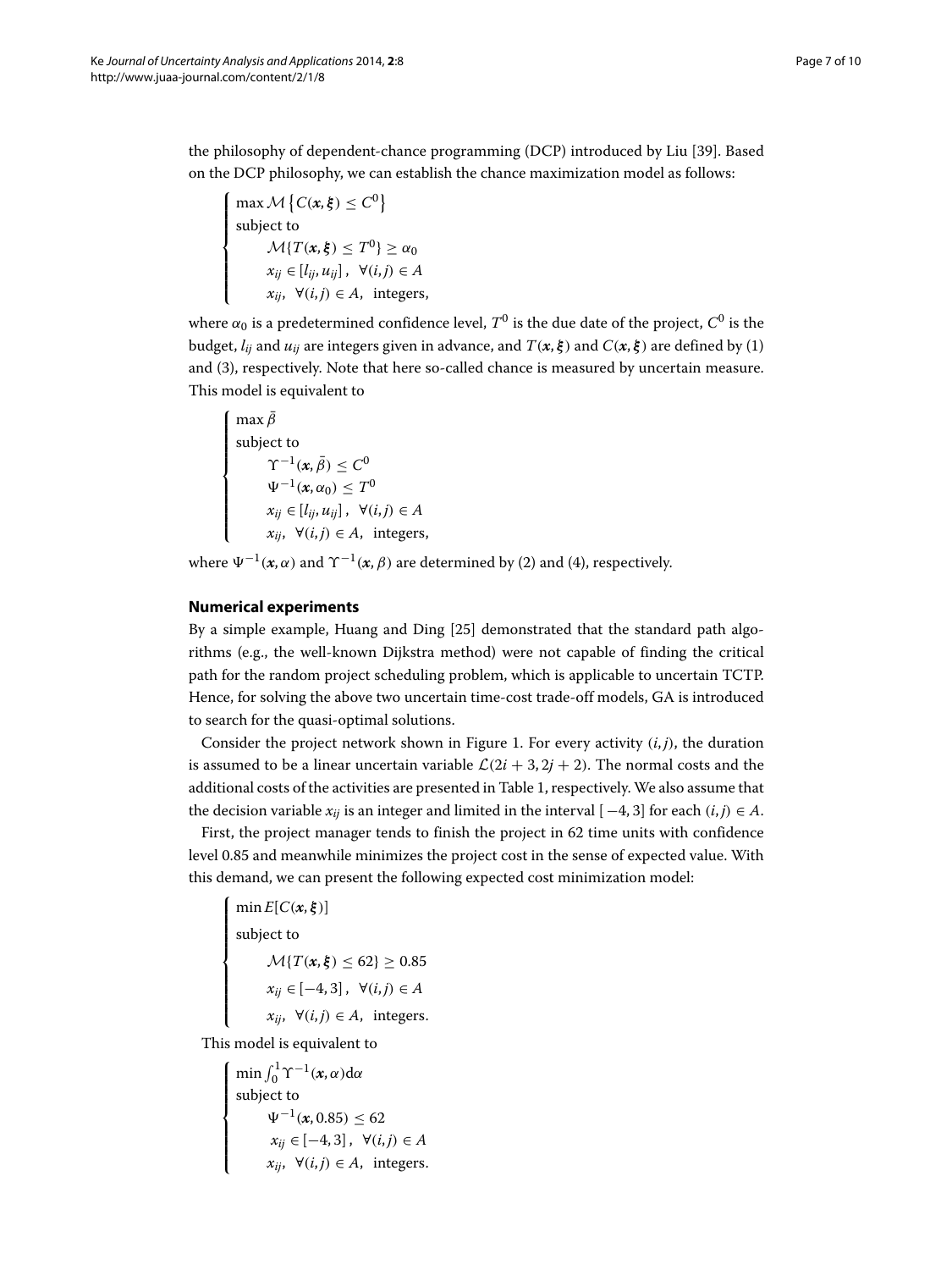the philosophy of dependent-chance programming (DCP) introduced by Liu [39]. Based on the DCP philosophy, we can establish the chance maximization model as follows:

$$
\begin{cases}
\max \mathcal{M}\left\{C(\boldsymbol{x},\boldsymbol{\xi}) \le C^0\right\} \\
\text{subject to} \\
\qquad \mathcal{M}\{T(\boldsymbol{x},\boldsymbol{\xi}) \le T^0\} \ge \alpha_0 \\
\qquad x_{ij} \in [l_{ij}, u_{ij}], \ \ \forall (i,j) \in A \\
\qquad x_{ij}, \ \ \forall (i,j) \in A, \ \ \text{integers,}
\end{cases}
$$

where $\alpha_0$ is a predetermined confidence level, $T^0$ is the due date of the project, $C^0$ is the budget, $l_{ij}$ and $u_{ij}$ are integers given in advance, and $T(\boldsymbol{x},\boldsymbol{\xi})$ and $C(\boldsymbol{x},\boldsymbol{\xi})$ are defined by (1) and (3), respectively. Note that here so-called chance is measured by uncertain measure. This model is equivalent to

$$
\begin{cases}
\max \bar{\beta} \\
\text{subject to} \\
\qquad \Upsilon^{-1}(\boldsymbol{x}, \bar{\beta}) \le C^0 \\
\qquad \Psi^{-1}(\boldsymbol{x}, \alpha_0) \le T^0 \\
\qquad x_{ij} \in [l_{ij}, u_{ij}], \ \ \forall (i,j) \in A \\
\qquad x_{ij}, \ \ \forall (i,j) \in A, \ \ \text{integers,}
\end{cases}
$$

where $\Psi^{-1}(\boldsymbol{x},\alpha)$ and $\Upsilon^{-1}(\boldsymbol{x},\beta)$ are determined by (2) and (4), respectively.

## Numerical experiments

By a simple example, Huang and Ding [25] demonstrated that the standard path algorithms (e.g., the well-known Dijkstra method) were not capable of finding the critical path for the random project scheduling problem, which is applicable to uncertain TCTP. Hence, for solving the above two uncertain time-cost trade-off models, GA is introduced to search for the quasi-optimal solutions.

Consider the project network shown in Figure 1. For every activity $(i,j)$, the duration is assumed to be a linear uncertain variable $\mathcal{L}(2i+3, 2j+2)$. The normal costs and the additional costs of the activities are presented in Table 1, respectively. We also assume that the decision variable $x_{ij}$ is an integer and limited in the interval $[-4, 3]$ for each $(i,j) \in A$.

First, the project manager tends to finish the project in 62 time units with confidence level 0.85 and meanwhile minimizes the project cost in the sense of expected value. With this demand, we can present the following expected cost minimization model:

$$
\begin{cases}
\min E[C(\boldsymbol{x},\boldsymbol{\xi})] \\
\text{subject to} \\
\qquad \mathcal{M}\{T(\boldsymbol{x},\boldsymbol{\xi}) \le 62\} \ge 0.85 \\
\qquad x_{ij} \in [-4, 3], \ \ \forall (i,j) \in A \\
\qquad x_{ij}, \ \ \forall (i,j) \in A, \ \ \text{integers.}
\end{cases}
$$

This model is equivalent to

$$
\begin{cases}
\min \int_0^1 \Upsilon^{-1}(\boldsymbol{x},\alpha)\mathrm{d}\alpha \\
\text{subject to} \\
\qquad \Psi^{-1}(\boldsymbol{x}, 0.85) \le 62 \\
\qquad x_{ij} \in [-4, 3], \ \ \forall (i,j) \in A \\
\qquad x_{ij}, \ \ \forall (i,j) \in A, \ \ \text{integers.}
\end{cases}
$$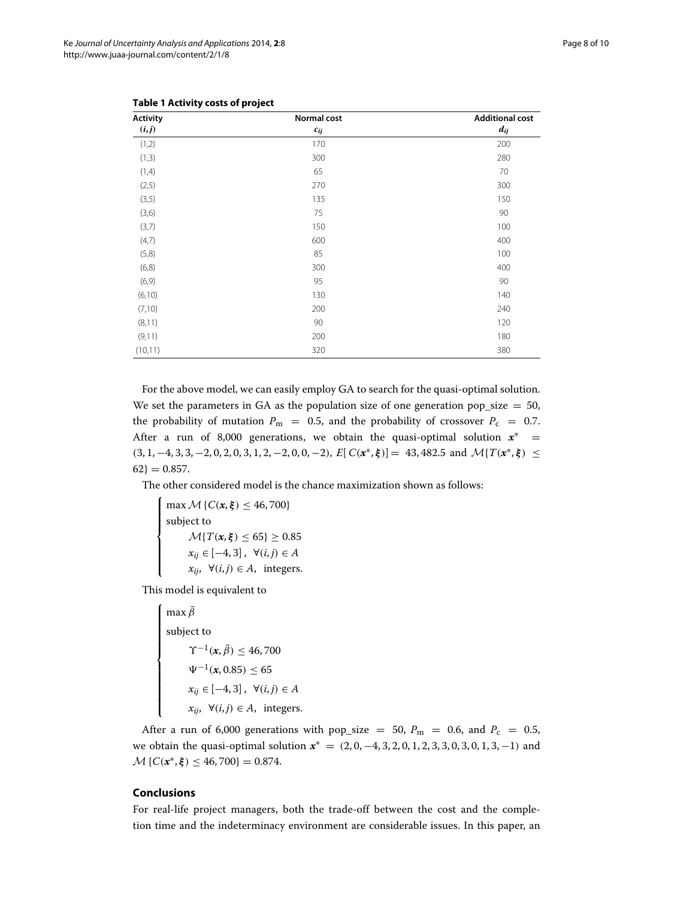**Table 1 Activity costs of project**

| Activity $(i,j)$ | Normal cost $c_{ij}$ | Additional cost $d_{ij}$ |
|---|---|---|
| (1,2) | 170 | 200 |
| (1,3) | 300 | 280 |
| (1,4) | 65 | 70 |
| (2,5) | 270 | 300 |
| (3,5) | 135 | 150 |
| (3,6) | 75 | 90 |
| (3,7) | 150 | 100 |
| (4,7) | 600 | 400 |
| (5,8) | 85 | 100 |
| (6,8) | 300 | 400 |
| (6,9) | 95 | 90 |
| (6,10) | 130 | 140 |
| (7,10) | 200 | 240 |
| (8,11) | 90 | 120 |
| (9,11) | 200 | 180 |
| (10,11) | 320 | 380 |

For the above model, we can easily employ GA to search for the quasi-optimal solution. We set the parameters in GA as the population size of one generation pop_size $= 50$, the probability of mutation $P_m = 0.5$, and the probability of crossover $P_c = 0.7$. After a run of 8,000 generations, we obtain the quasi-optimal solution $\boldsymbol{x}^* = (3, 1, -4, 3, 3, -2, 0, 2, 0, 3, 1, 2, -2, 0, 0, -2)$, $E[C(\boldsymbol{x}^*, \boldsymbol{\xi})] = 43,482.5$ and $\mathcal{M}\{T(\boldsymbol{x}^*, \boldsymbol{\xi}) \leq 62\} = 0.857$.

The other considered model is the chance maximization shown as follows:

$$
\begin{cases}
\max \mathcal{M}\{C(\boldsymbol{x}, \boldsymbol{\xi}) \leq 46,700\} \\
\text{subject to} \\
\qquad \mathcal{M}\{T(\boldsymbol{x}, \boldsymbol{\xi}) \leq 65\} \geq 0.85 \\
\qquad x_{ij} \in [-4, 3], \ \ \forall (i,j) \in A \\
\qquad x_{ij}, \ \ \forall (i,j) \in A, \ \ \text{integers.}
\end{cases}
$$

This model is equivalent to

$$
\begin{cases}
\max \bar{\beta} \\
\text{subject to} \\
\qquad \Upsilon^{-1}(\boldsymbol{x}, \bar{\beta}) \leq 46,700 \\
\qquad \Psi^{-1}(\boldsymbol{x}, 0.85) \leq 65 \\
\qquad x_{ij} \in [-4, 3], \ \ \forall (i,j) \in A \\
\qquad x_{ij}, \ \ \forall (i,j) \in A, \ \ \text{integers.}
\end{cases}
$$

After a run of 6,000 generations with pop_size $= 50$, $P_m = 0.6$, and $P_c = 0.5$, we obtain the quasi-optimal solution $\boldsymbol{x}^* = (2, 0, -4, 3, 2, 0, 1, 2, 3, 3, 0, 3, 0, 1, 3, -1)$ and $\mathcal{M}\{C(\boldsymbol{x}^*, \boldsymbol{\xi}) \leq 46,700\} = 0.874$.

## Conclusions

For real-life project managers, both the trade-off between the cost and the completion time and the indeterminacy environment are considerable issues. In this paper, an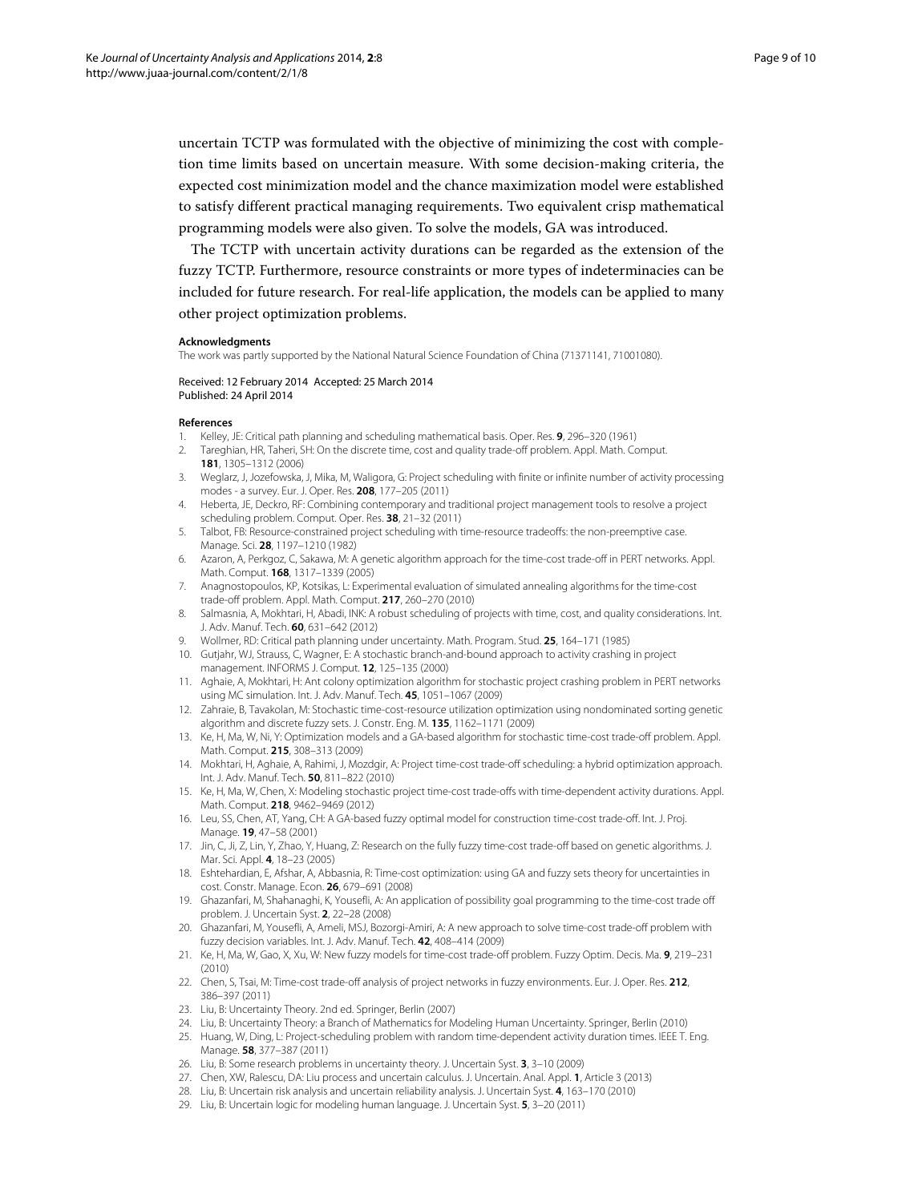uncertain TCTP was formulated with the objective of minimizing the cost with completion time limits based on uncertain measure. With some decision-making criteria, the expected cost minimization model and the chance maximization model were established to satisfy different practical managing requirements. Two equivalent crisp mathematical programming models were also given. To solve the models, GA was introduced.

The TCTP with uncertain activity durations can be regarded as the extension of the fuzzy TCTP. Furthermore, resource constraints or more types of indeterminacies can be included for future research. For real-life application, the models can be applied to many other project optimization problems.

#### Acknowledgments

The work was partly supported by the National Natural Science Foundation of China (71371141, 71001080).

Received: 12 February 2014 Accepted: 25 March 2014
Published: 24 April 2014

#### References

1. Kelley, JE: Critical path planning and scheduling mathematical basis. Oper. Res. **9**, 296–320 (1961)
2. Tareghian, HR, Taheri, SH: On the discrete time, cost and quality trade-off problem. Appl. Math. Comput. **181**, 1305–1312 (2006)
3. Weglarz, J, Jozefowska, J, Mika, M, Waligora, G: Project scheduling with finite or infinite number of activity processing modes - a survey. Eur. J. Oper. Res. **208**, 177–205 (2011)
4. Heberta, JE, Deckro, RF: Combining contemporary and traditional project management tools to resolve a project scheduling problem. Comput. Oper. Res. **38**, 21–32 (2011)
5. Talbot, FB: Resource-constrained project scheduling with time-resource tradeoffs: the non-preemptive case. Manage. Sci. **28**, 1197–1210 (1982)
6. Azaron, A, Perkgoz, C, Sakawa, M: A genetic algorithm approach for the time-cost trade-off in PERT networks. Appl. Math. Comput. **168**, 1317–1339 (2005)
7. Anagnostopoulos, KP, Kotsikas, L: Experimental evaluation of simulated annealing algorithms for the time-cost trade-off problem. Appl. Math. Comput. **217**, 260–270 (2010)
8. Salmasnia, A, Mokhtari, H, Abadi, INK: A robust scheduling of projects with time, cost, and quality considerations. Int. J. Adv. Manuf. Tech. **60**, 631–642 (2012)
9. Wollmer, RD: Critical path planning under uncertainty. Math. Program. Stud. **25**, 164–171 (1985)
10. Gutjahr, WJ, Strauss, C, Wagner, E: A stochastic branch-and-bound approach to activity crashing in project management. INFORMS J. Comput. **12**, 125–135 (2000)
11. Aghaie, A, Mokhtari, H: Ant colony optimization algorithm for stochastic project crashing problem in PERT networks using MC simulation. Int. J. Adv. Manuf. Tech. **45**, 1051–1067 (2009)
12. Zahraie, B, Tavakolan, M: Stochastic time-cost-resource utilization optimization using nondominated sorting genetic algorithm and discrete fuzzy sets. J. Constr. Eng. M. **135**, 1162–1171 (2009)
13. Ke, H, Ma, W, Ni, Y: Optimization models and a GA-based algorithm for stochastic time-cost trade-off problem. Appl. Math. Comput. **215**, 308–313 (2009)
14. Mokhtari, H, Aghaie, A, Rahimi, J, Mozdgir, A: Project time-cost trade-off scheduling: a hybrid optimization approach. Int. J. Adv. Manuf. Tech. **50**, 811–822 (2010)
15. Ke, H, Ma, W, Chen, X: Modeling stochastic project time-cost trade-offs with time-dependent activity durations. Appl. Math. Comput. **218**, 9462–9469 (2012)
16. Leu, SS, Chen, AT, Yang, CH: A GA-based fuzzy optimal model for construction time-cost trade-off. Int. J. Proj. Manage. **19**, 47–58 (2001)
17. Jin, C, Ji, Z, Lin, Y, Zhao, Y, Huang, Z: Research on the fully fuzzy time-cost trade-off based on genetic algorithms. J. Mar. Sci. Appl. **4**, 18–23 (2005)
18. Eshtehardian, E, Afshar, A, Abbasnia, R: Time-cost optimization: using GA and fuzzy sets theory for uncertainties in cost. Constr. Manage. Econ. **26**, 679–691 (2008)
19. Ghazanfari, M, Shahanaghi, K, Yousefli, A: An application of possibility goal programming to the time-cost trade off problem. J. Uncertain Syst. **2**, 22–28 (2008)
20. Ghazanfari, M, Yousefli, A, Ameli, MSJ, Bozorgi-Amiri, A: A new approach to solve time-cost trade-off problem with fuzzy decision variables. Int. J. Adv. Manuf. Tech. **42**, 408–414 (2009)
21. Ke, H, Ma, W, Gao, X, Xu, W: New fuzzy models for time-cost trade-off problem. Fuzzy Optim. Decis. Ma. **9**, 219–231 (2010)
22. Chen, S, Tsai, M: Time-cost trade-off analysis of project networks in fuzzy environments. Eur. J. Oper. Res. **212**, 386–397 (2011)
23. Liu, B: Uncertainty Theory. 2nd ed. Springer, Berlin (2007)
24. Liu, B: Uncertainty Theory: a Branch of Mathematics for Modeling Human Uncertainty. Springer, Berlin (2010)
25. Huang, W, Ding, L: Project-scheduling problem with random time-dependent activity duration times. IEEE T. Eng. Manage. **58**, 377–387 (2011)
26. Liu, B: Some research problems in uncertainty theory. J. Uncertain Syst. **3**, 3–10 (2009)
27. Chen, XW, Ralescu, DA: Liu process and uncertain calculus. J. Uncertain. Anal. Appl. **1**, Article 3 (2013)
28. Liu, B: Uncertain risk analysis and uncertain reliability analysis. J. Uncertain Syst. **4**, 163–170 (2010)
29. Liu, B: Uncertain logic for modeling human language. J. Uncertain Syst. **5**, 3–20 (2011)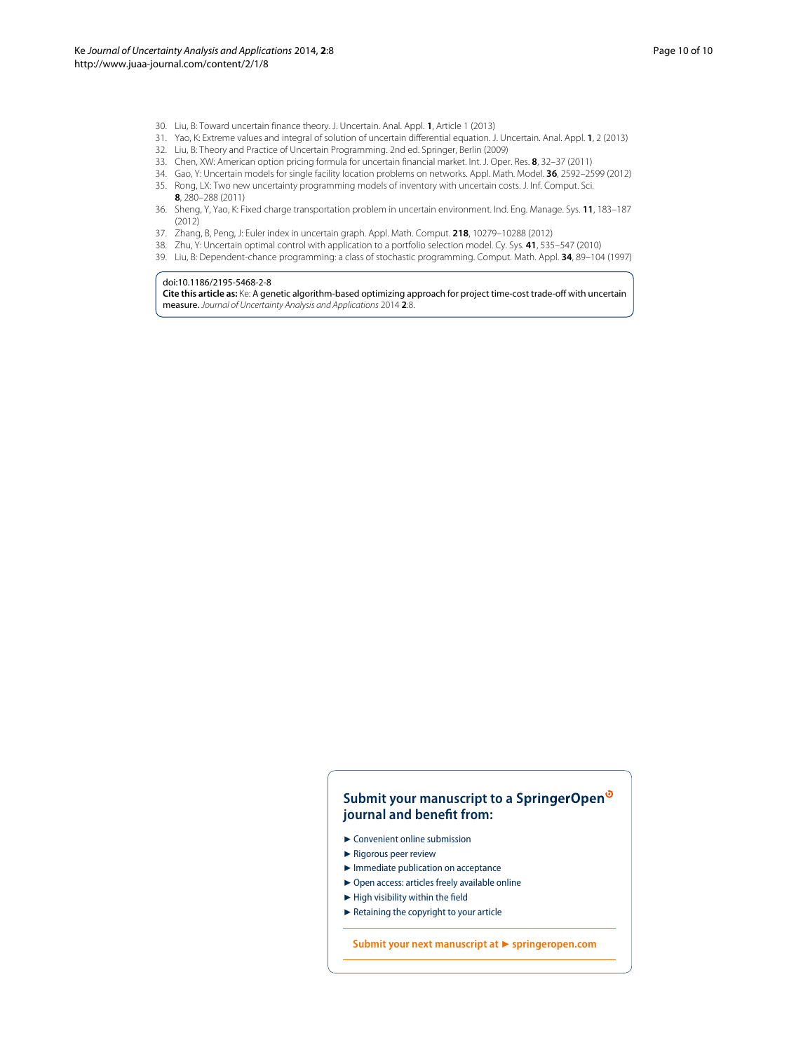30. Liu, B: Toward uncertain finance theory. J. Uncertain. Anal. Appl. **1**, Article 1 (2013)
31. Yao, K: Extreme values and integral of solution of uncertain differential equation. J. Uncertain. Anal. Appl. **1**, 2 (2013)
32. Liu, B: Theory and Practice of Uncertain Programming. 2nd ed. Springer, Berlin (2009)
33. Chen, XW: American option pricing formula for uncertain financial market. Int. J. Oper. Res. **8**, 32–37 (2011)
34. Gao, Y: Uncertain models for single facility location problems on networks. Appl. Math. Model. **36**, 2592–2599 (2012)
35. Rong, LX: Two new uncertainty programming models of inventory with uncertain costs. J. Inf. Comput. Sci. **8**, 280–288 (2011)
36. Sheng, Y, Yao, K: Fixed charge transportation problem in uncertain environment. Ind. Eng. Manage. Sys. **11**, 183–187 (2012)
37. Zhang, B, Peng, J: Euler index in uncertain graph. Appl. Math. Comput. **218**, 10279–10288 (2012)
38. Zhu, Y: Uncertain optimal control with application to a portfolio selection model. Cy. Sys. **41**, 535–547 (2010)
39. Liu, B: Dependent-chance programming: a class of stochastic programming. Comput. Math. Appl. **34**, 89–104 (1997)

doi:10.1186/2195-5468-2-8

**Cite this article as:** Ke: A genetic algorithm-based optimizing approach for project time-cost trade-off with uncertain measure. *Journal of Uncertainty Analysis and Applications* 2014 **2**:8.

**Submit your manuscript to a SpringerOpen journal and benefit from:**

- ► Convenient online submission
- ► Rigorous peer review
- ► Immediate publication on acceptance
- ► Open access: articles freely available online
- ► High visibility within the field
- ► Retaining the copyright to your article

**Submit your next manuscript at ► springeropen.com**